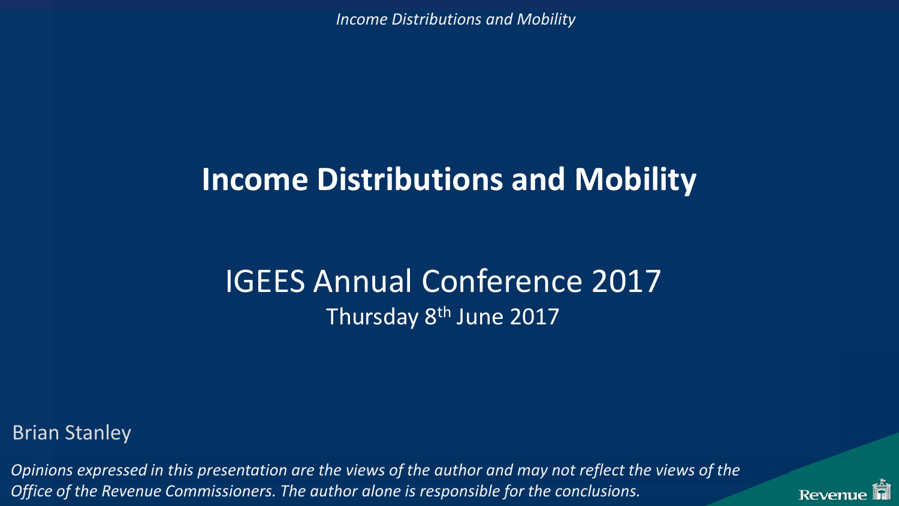# Income Distributions and Mobility

## IGEES Annual Conference 2017

Thursday 8th June 2017

Brian Stanley

*Opinions expressed in this presentation are the views of the author and may not reflect the views of the Office of the Revenue Commissioners. The author alone is responsible for the conclusions.*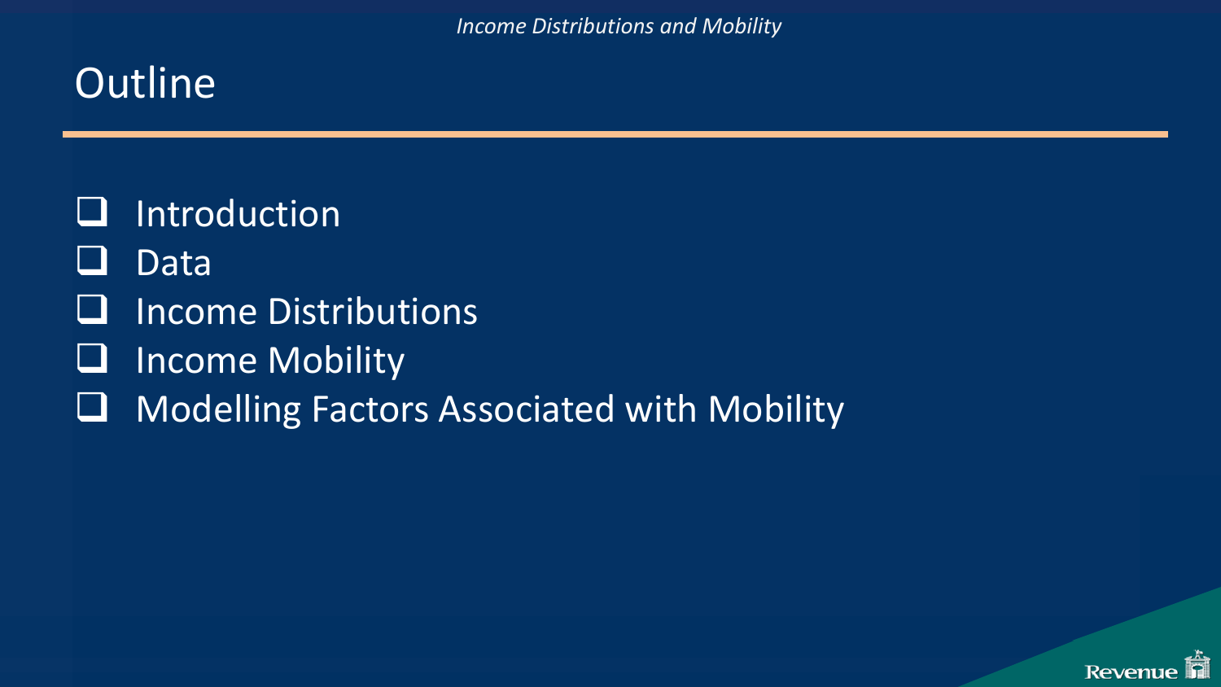# Outline

- Introduction
- Data
- Income Distributions
- Income Mobility
- Modelling Factors Associated with Mobility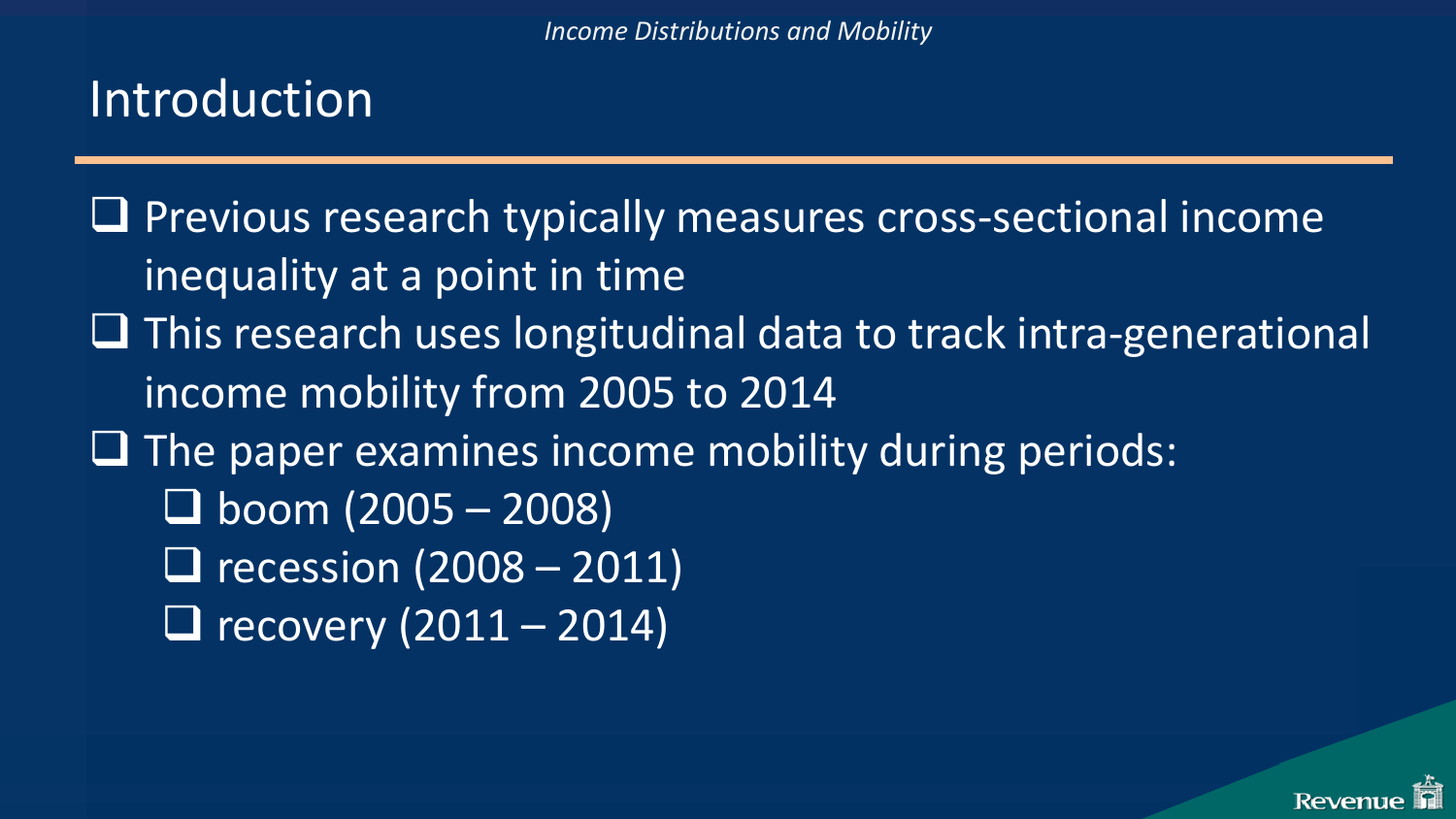# Introduction

- Previous research typically measures cross-sectional income inequality at a point in time
- This research uses longitudinal data to track intra-generational income mobility from 2005 to 2014
- The paper examines income mobility during periods:
  - boom (2005 – 2008)
  - recession (2008 – 2011)
  - recovery (2011 – 2014)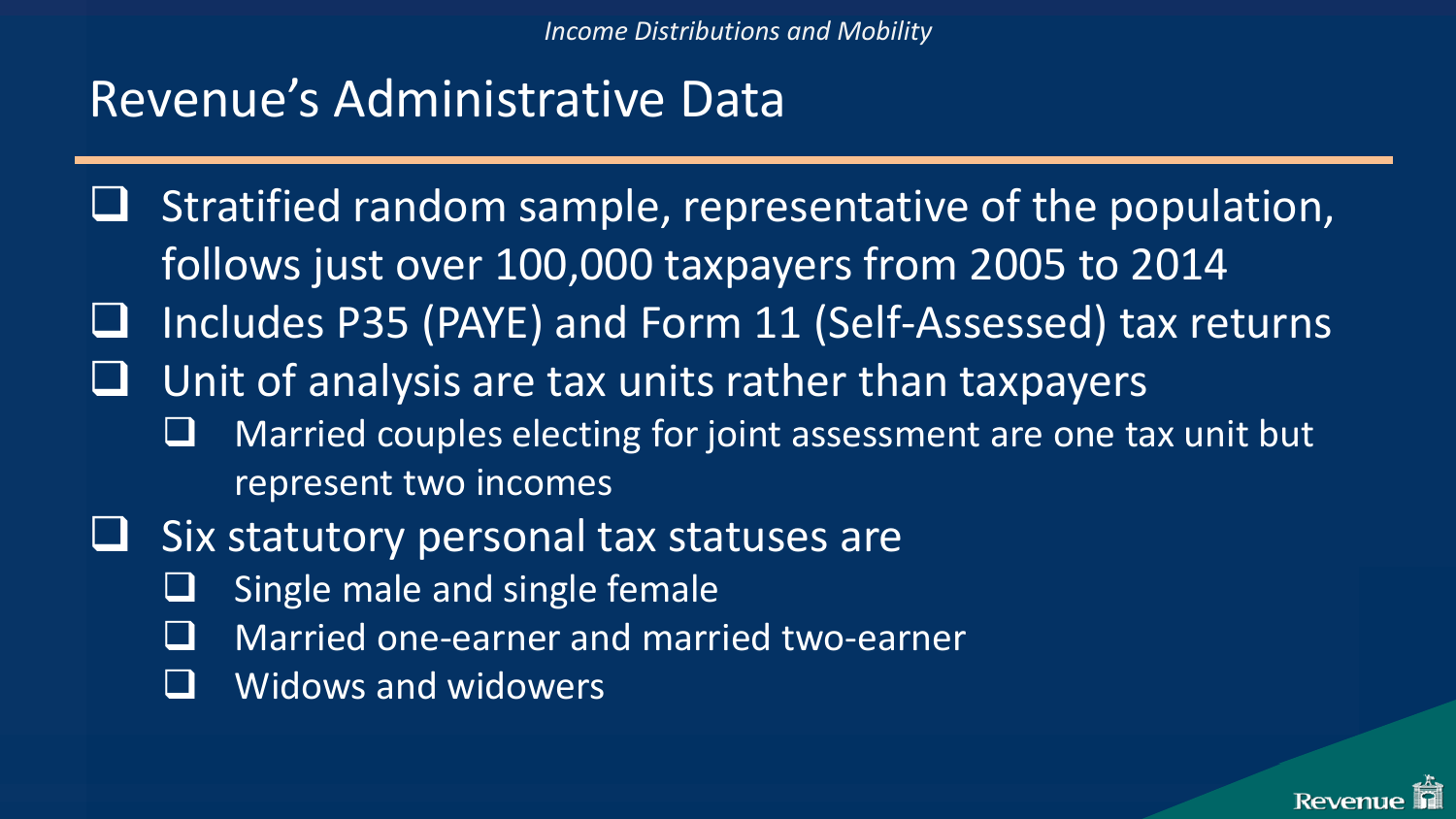# Revenue's Administrative Data

- Stratified random sample, representative of the population, follows just over 100,000 taxpayers from 2005 to 2014
- Includes P35 (PAYE) and Form 11 (Self-Assessed) tax returns
- Unit of analysis are tax units rather than taxpayers
  - Married couples electing for joint assessment are one tax unit but represent two incomes
- Six statutory personal tax statuses are
  - Single male and single female
  - Married one-earner and married two-earner
  - Widows and widowers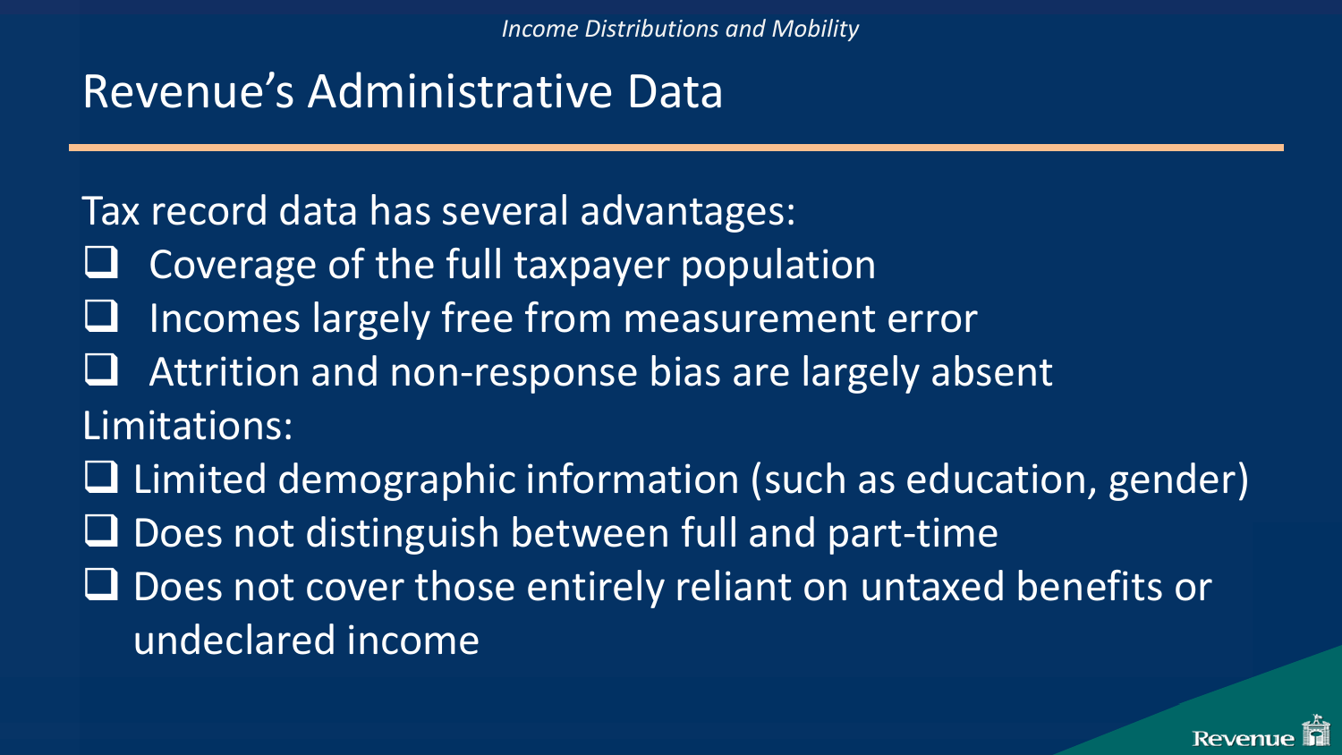## Revenue's Administrative Data

Tax record data has several advantages:

- Coverage of the full taxpayer population
- Incomes largely free from measurement error
- Attrition and non-response bias are largely absent

Limitations:

- Limited demographic information (such as education, gender)
- Does not distinguish between full and part-time
- Does not cover those entirely reliant on untaxed benefits or undeclared income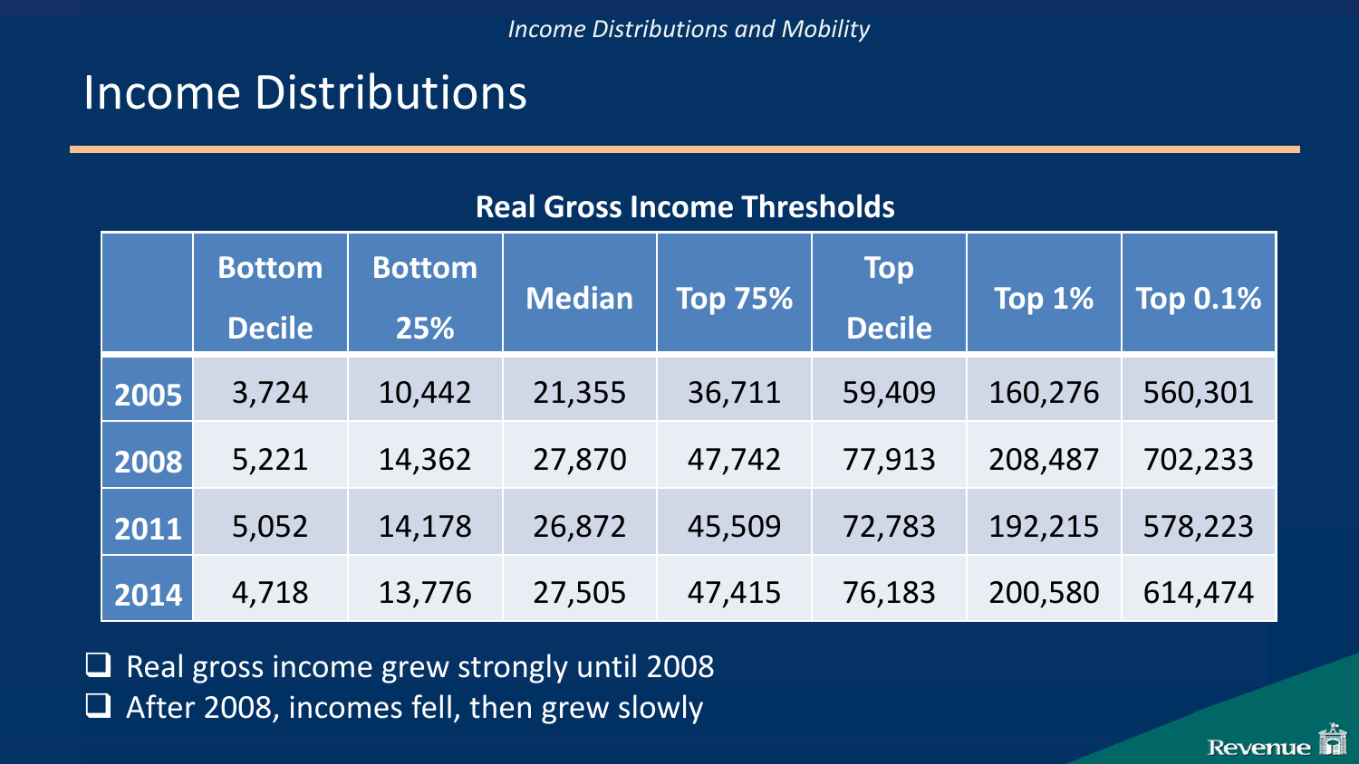# Income Distributions

**Real Gross Income Thresholds**

| | Bottom Decile | Bottom 25% | Median | Top 75% | Top Decile | Top 1% | Top 0.1% |
|---|---|---|---|---|---|---|---|
| **2005** | 3,724 | 10,442 | 21,355 | 36,711 | 59,409 | 160,276 | 560,301 |
| **2008** | 5,221 | 14,362 | 27,870 | 47,742 | 77,913 | 208,487 | 702,233 |
| **2011** | 5,052 | 14,178 | 26,872 | 45,509 | 72,783 | 192,215 | 578,223 |
| **2014** | 4,718 | 13,776 | 27,505 | 47,415 | 76,183 | 200,580 | 614,474 |

- Real gross income grew strongly until 2008
- After 2008, incomes fell, then grew slowly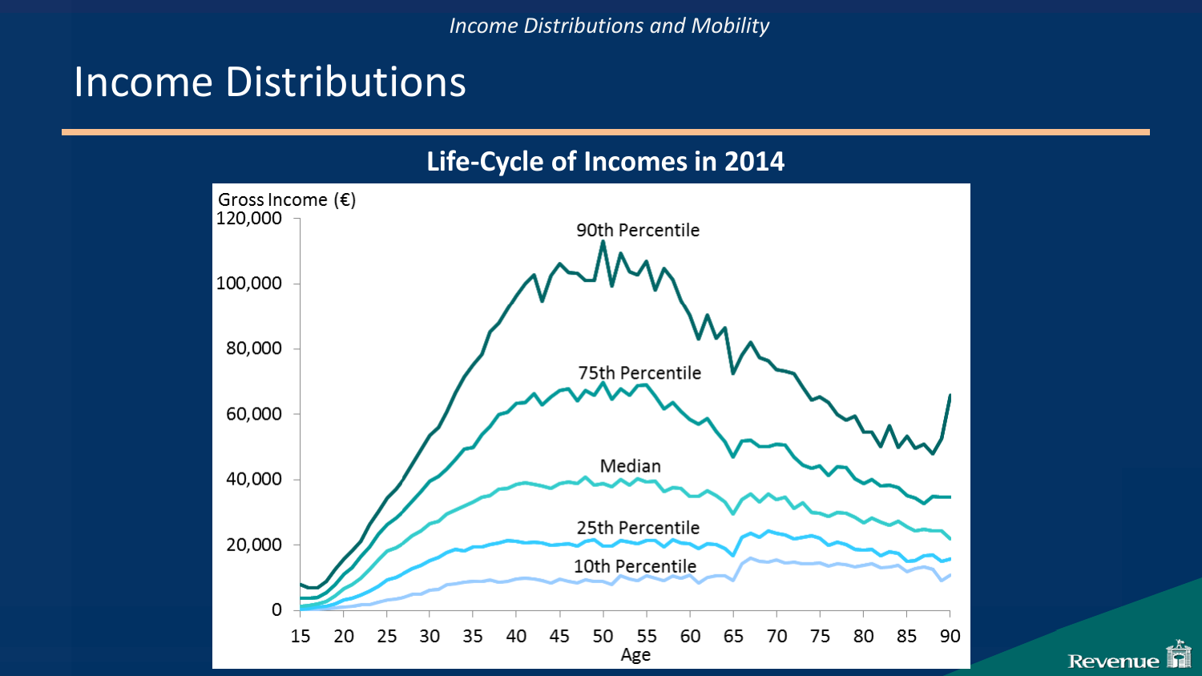# Income Distributions

## Life-Cycle of Incomes in 2014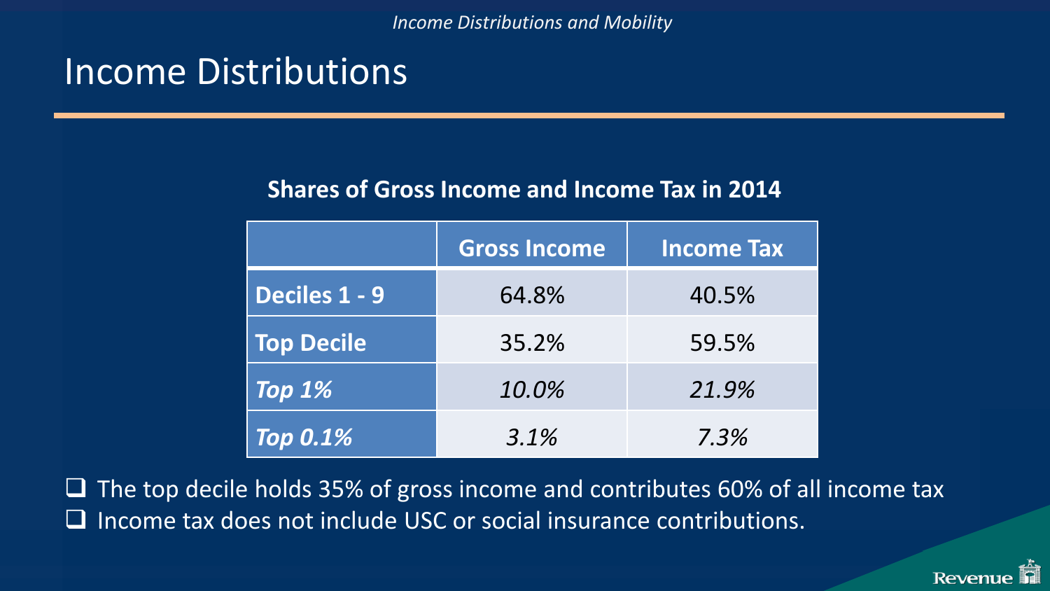# Income Distributions

**Shares of Gross Income and Income Tax in 2014**

| | Gross Income | Income Tax |
|---|---|---|
| **Deciles 1 - 9** | 64.8% | 40.5% |
| **Top Decile** | 35.2% | 59.5% |
| ***Top 1%*** | *10.0%* | *21.9%* |
| ***Top 0.1%*** | *3.1%* | *7.3%* |

- The top decile holds 35% of gross income and contributes 60% of all income tax
- Income tax does not include USC or social insurance contributions.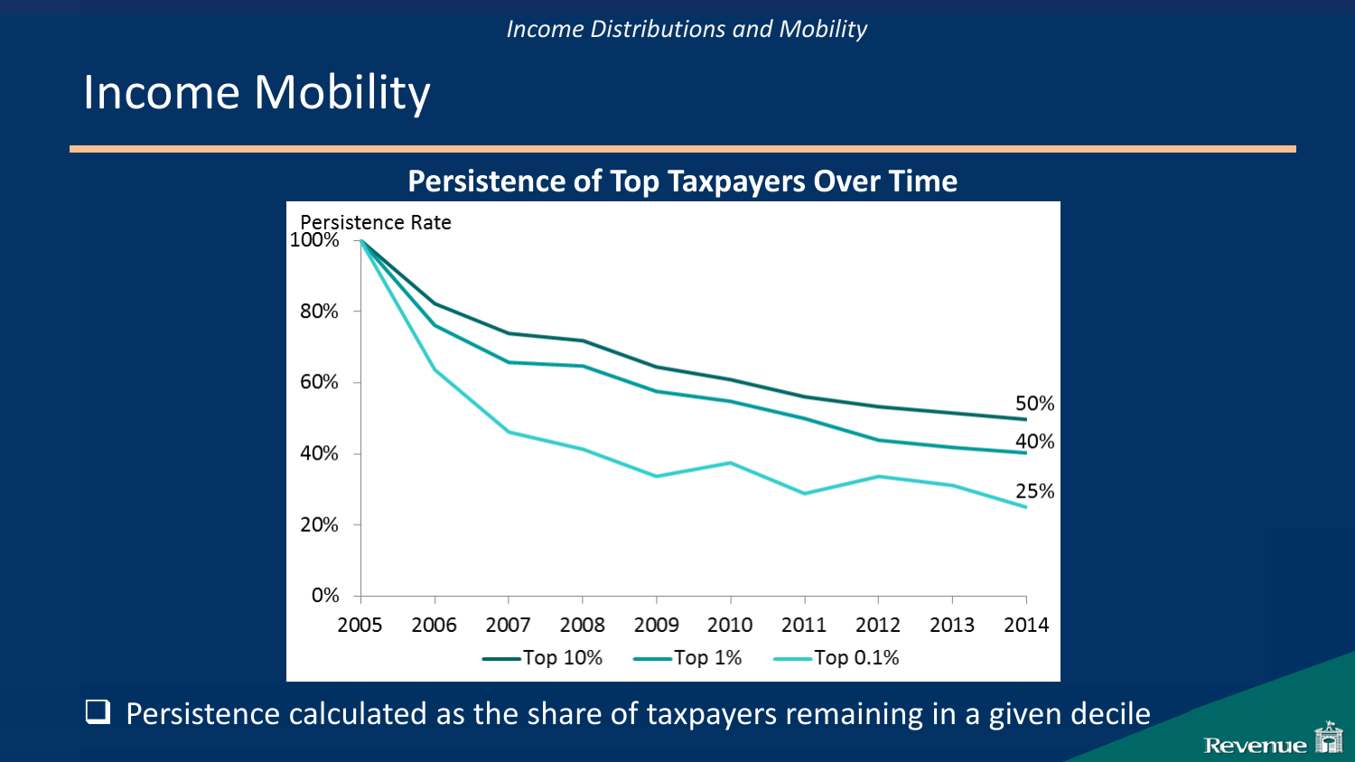# Income Mobility

## Persistence of Top Taxpayers Over Time

- Persistence calculated as the share of taxpayers remaining in a given decile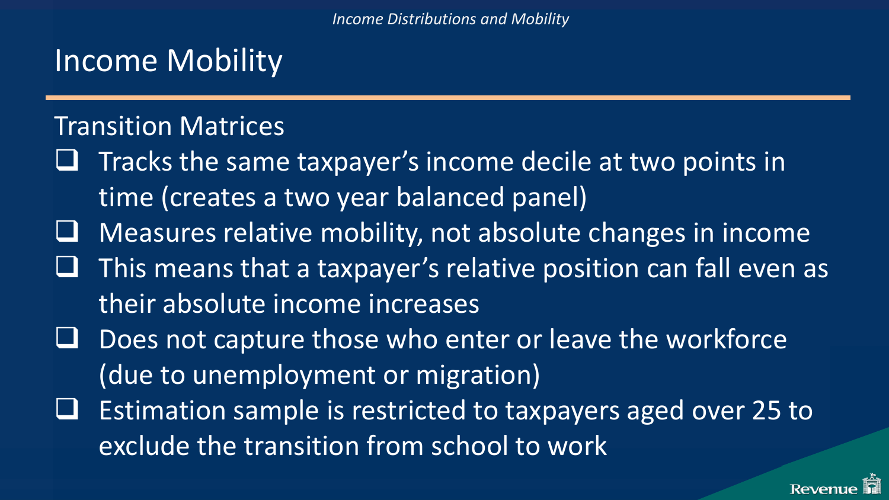# Income Mobility

## Transition Matrices

- Tracks the same taxpayer's income decile at two points in time (creates a two year balanced panel)
- Measures relative mobility, not absolute changes in income
- This means that a taxpayer's relative position can fall even as their absolute income increases
- Does not capture those who enter or leave the workforce (due to unemployment or migration)
- Estimation sample is restricted to taxpayers aged over 25 to exclude the transition from school to work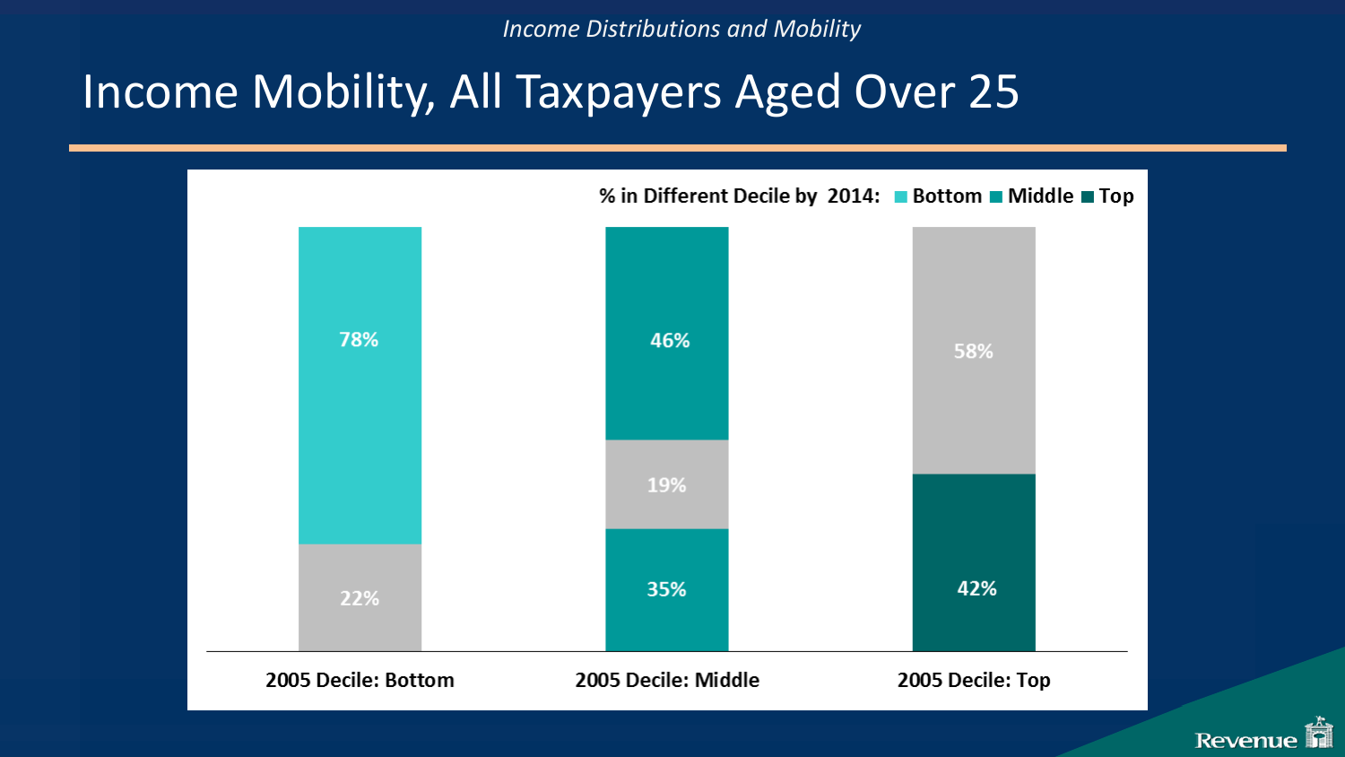*Income Distributions and Mobility*

# Income Mobility, All Taxpayers Aged Over 25

% in Different Decile by 2014: Bottom | Middle | Top

| 2005 Decile | Same Decile in 2014 | Different Decile by 2014 |
| --- | --- | --- |
| 2005 Decile: Bottom | 22% | 78% |
| 2005 Decile: Middle | 19% | 35% (Middle segment), 46% (Middle segment) |
| 2005 Decile: Top | 58% | 42% |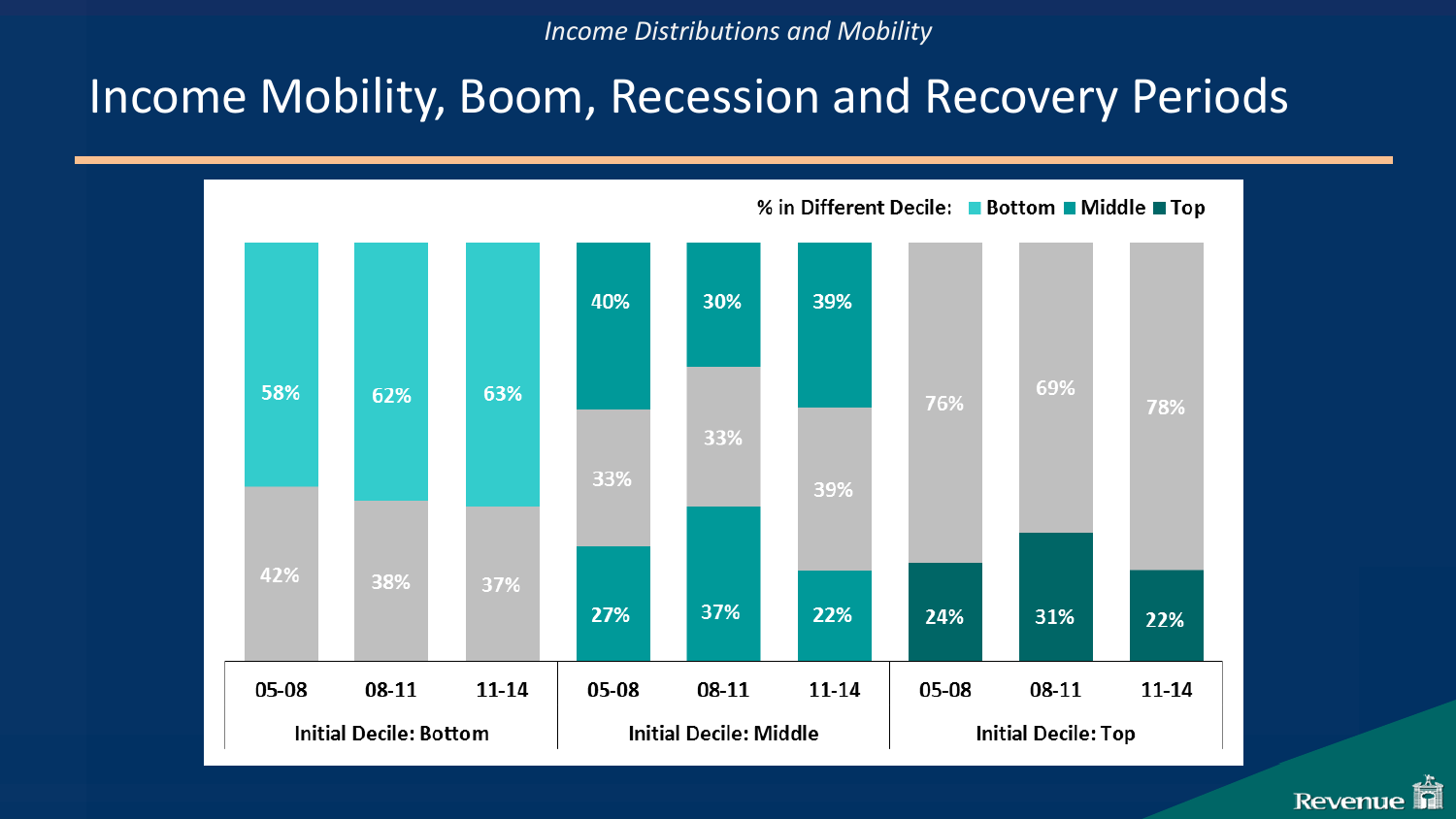*Income Distributions and Mobility*

# Income Mobility, Boom, Recession and Recovery Periods

% in Different Decile: Bottom | Middle | Top

| Initial Decile | Period | Bottom | Middle (upper) | Other | Middle (lower) | Top |
|---|---|---|---|---|---|---|
| Bottom | 05-08 | 58% | | 42% | | |
| Bottom | 08-11 | 62% | | 38% | | |
| Bottom | 11-14 | 63% | | 37% | | |
| Middle | 05-08 | | 40% | 33% | 27% | |
| Middle | 08-11 | | 30% | 33% | 37% | |
| Middle | 11-14 | | 39% | 39% | 22% | |
| Top | 05-08 | | | 76% | | 24% |
| Top | 08-11 | | | 69% | | 31% |
| Top | 11-14 | | | 78% | | 22% |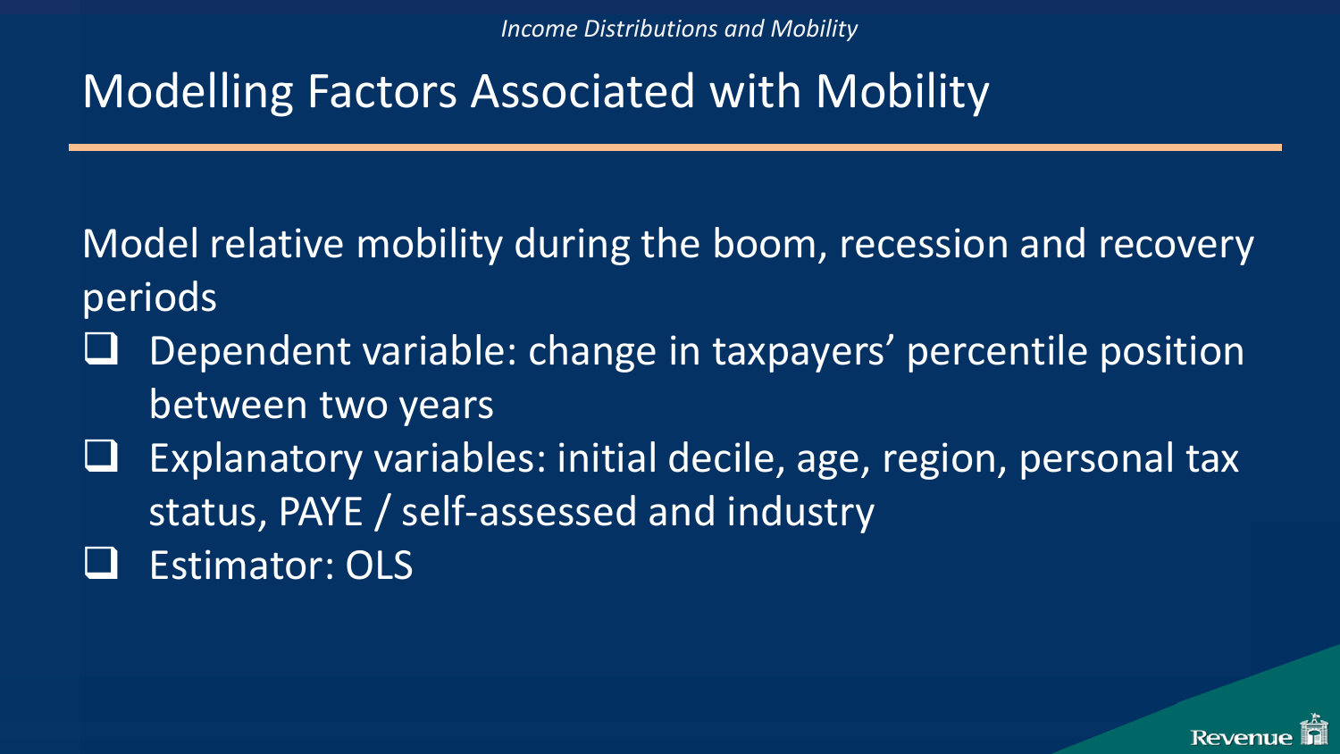# Modelling Factors Associated with Mobility

Model relative mobility during the boom, recession and recovery periods

- Dependent variable: change in taxpayers' percentile position between two years
- Explanatory variables: initial decile, age, region, personal tax status, PAYE / self-assessed and industry
- Estimator: OLS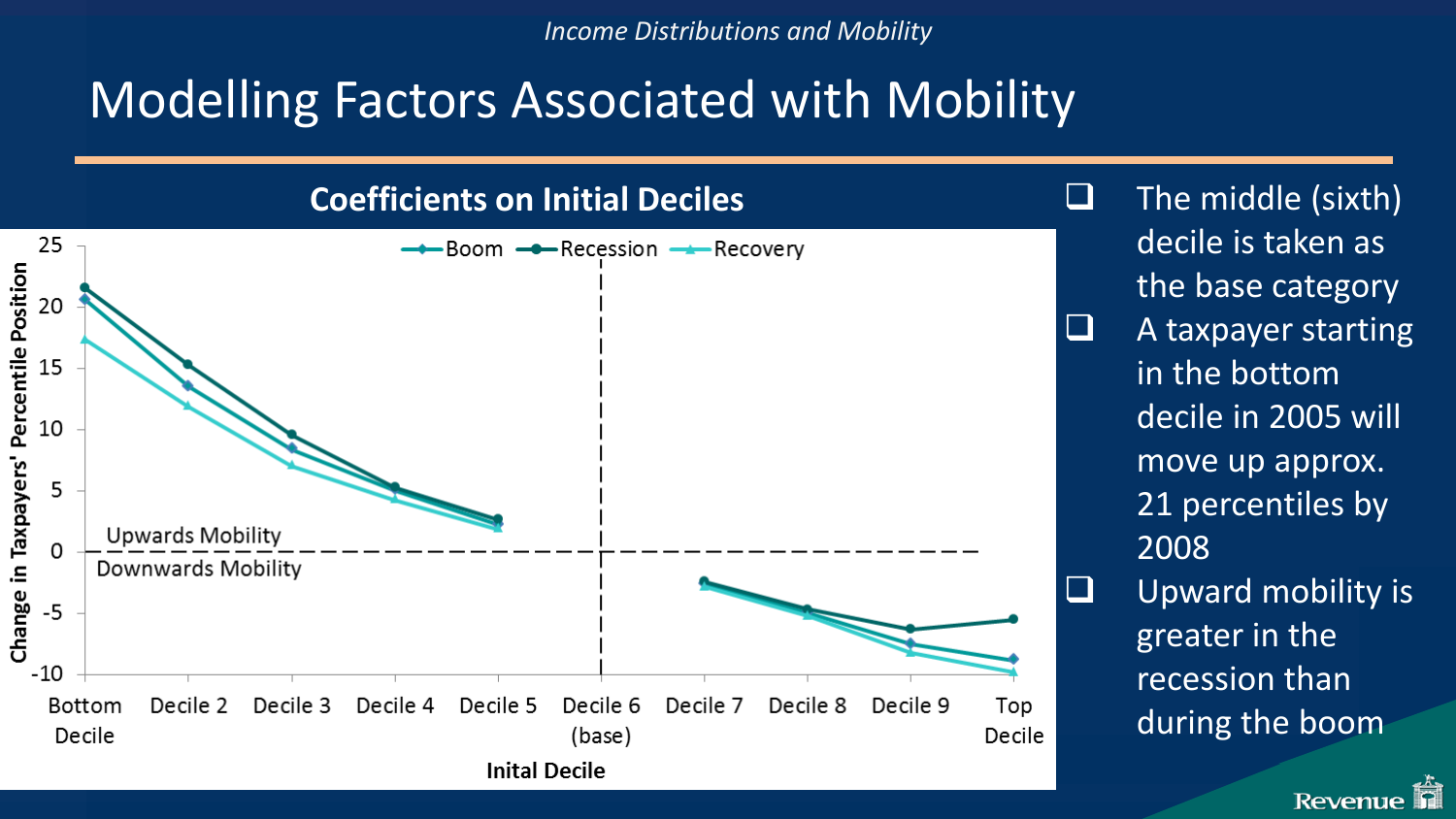# Modelling Factors Associated with Mobility

## Coefficients on Initial Deciles

- The middle (sixth) decile is taken as the base category
- A taxpayer starting in the bottom decile in 2005 will move up approx. 21 percentiles by 2008
- Upward mobility is greater in the recession than during the boom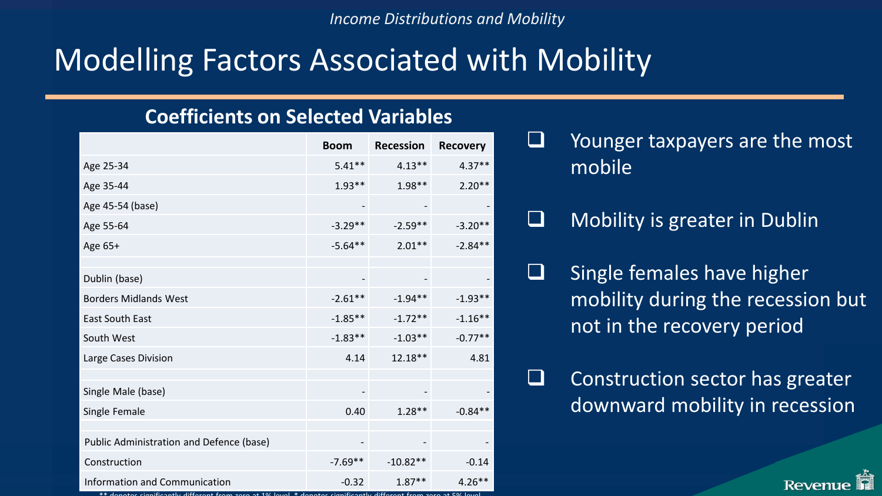## Modelling Factors Associated with Mobility

### Coefficients on Selected Variables

| | Boom | Recession | Recovery |
|---|---|---|---|
| Age 25-34 | 5.41** | 4.13** | 4.37** |
| Age 35-44 | 1.93** | 1.98** | 2.20** |
| Age 45-54 (base) | - | - | - |
| Age 55-64 | -3.29** | -2.59** | -3.20** |
| Age 65+ | -5.64** | 2.01** | -2.84** |
| | | | |
| Dublin (base) | - | - | - |
| Borders Midlands West | -2.61** | -1.94** | -1.93** |
| East South East | -1.85** | -1.72** | -1.16** |
| South West | -1.83** | -1.03** | -0.77** |
| Large Cases Division | 4.14 | 12.18** | 4.81 |
| | | | |
| Single Male (base) | - | - | - |
| Single Female | 0.40 | 1.28** | -0.84** |
| | | | |
| Public Administration and Defence (base) | - | - | - |
| Construction | -7.69** | -10.82** | -0.14 |
| Information and Communication | -0.32 | 1.87** | 4.26** |

** denotes significantly different from zero at 1% level, * denotes significantly different from zero at 5% level

- Younger taxpayers are the most mobile
- Mobility is greater in Dublin
- Single females have higher mobility during the recession but not in the recovery period
- Construction sector has greater downward mobility in recession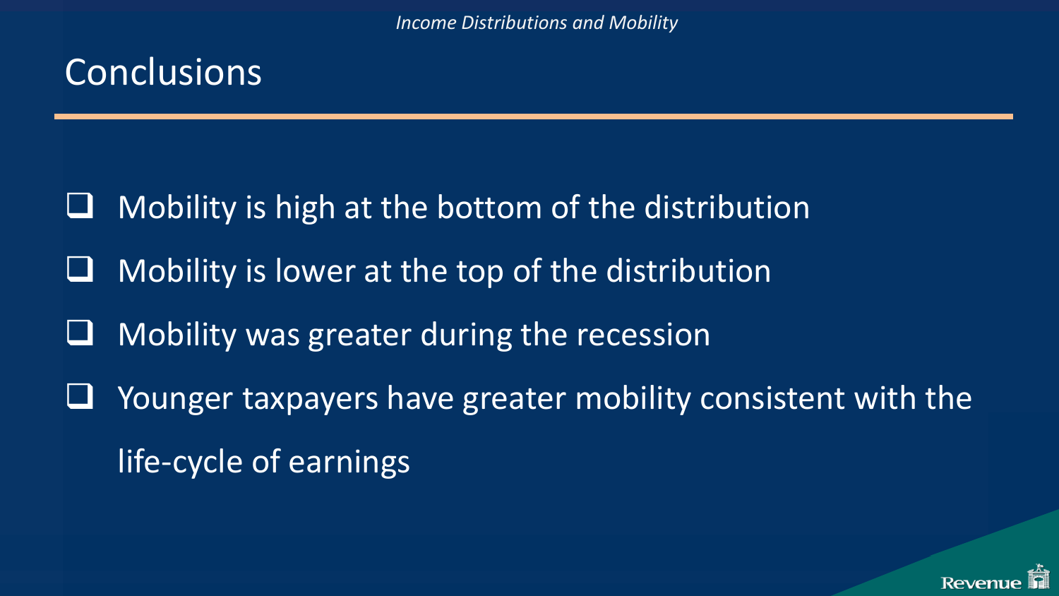## Conclusions

- Mobility is high at the bottom of the distribution
- Mobility is lower at the top of the distribution
- Mobility was greater during the recession
- Younger taxpayers have greater mobility consistent with the life-cycle of earnings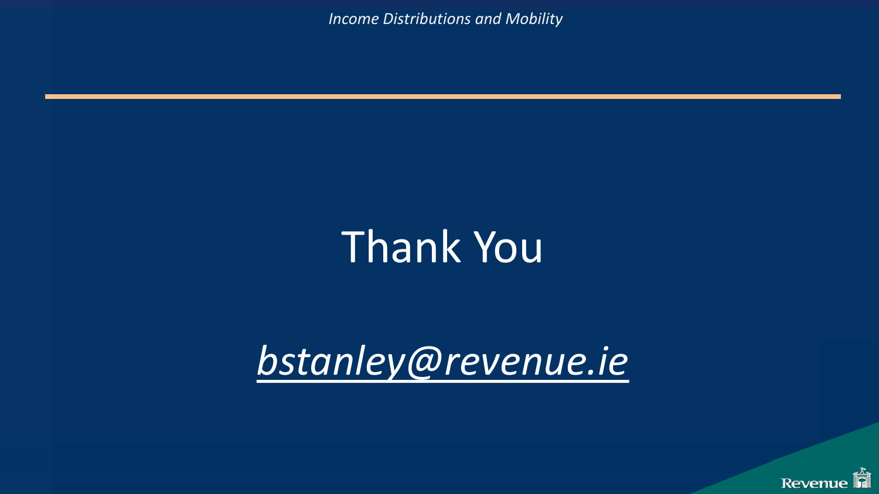# Thank You

*bstanley@revenue.ie*